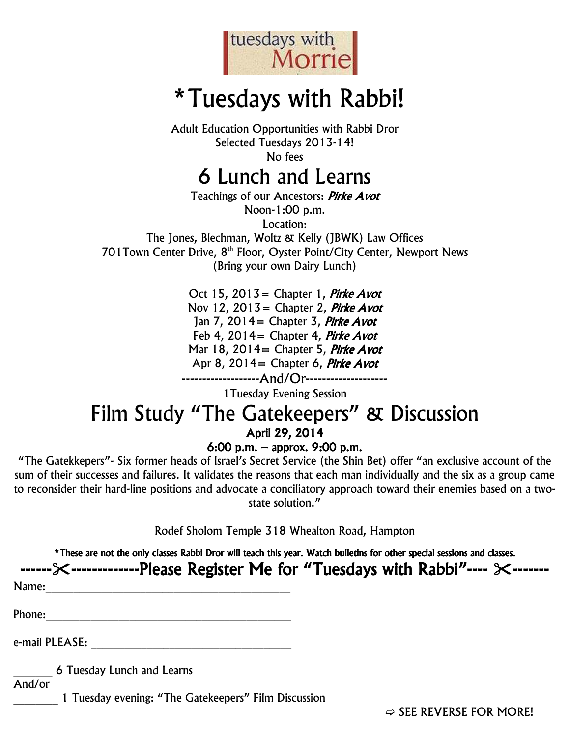tuesdays with Morrie

# *Tuesdays with Rabbi!

Adult Education Opportunities with Rabbi Dror
Selected Tuesdays 2013-14!
No fees

## 6 Lunch and Learns

Teachings of our Ancestors: *Pirke Avot*
Noon-1:00 p.m.
Location:
The Jones, Blechman, Woltz & Kelly (JBWK) Law Offices
701Town Center Drive, 8th Floor, Oyster Point/City Center, Newport News
(Bring your own Dairy Lunch)

Oct 15, 2013= Chapter 1, *Pirke Avot*
Nov 12, 2013= Chapter 2, *Pirke Avot*
Jan 7, 2014= Chapter 3, *Pirke Avot*
Feb 4, 2014= Chapter 4, *Pirke Avot*
Mar 18, 2014= Chapter 5, *Pirke Avot*
Apr 8, 2014= Chapter 6, *Pirke Avot*

-------------------And/Or--------------------

1Tuesday Evening Session

## Film Study "The Gatekeepers" & Discussion

**April 29, 2014**
**6:00 p.m. – approx. 9:00 p.m.**

"The Gatekkepers"- Six former heads of Israel's Secret Service (the Shin Bet) offer "an exclusive account of the sum of their successes and failures. It validates the reasons that each man individually and the six as a group came to reconsider their hard-line positions and advocate a conciliatory approach toward their enemies based on a two-state solution."

Rodef Sholom Temple 318 Whealton Road, Hampton

**\*These are not the only classes Rabbi Dror will teach this year. Watch bulletins for other special sessions and classes.**

## ------✂-------------Please Register Me for "Tuesdays with Rabbi"---- ✂-------

Name:_____________________________________________

Phone:_____________________________________________

e-mail PLEASE: ____________________________________

_______ 6 Tuesday Lunch and Learns
And/or
________ 1 Tuesday evening: "The Gatekeepers" Film Discussion

⇨ SEE REVERSE FOR MORE!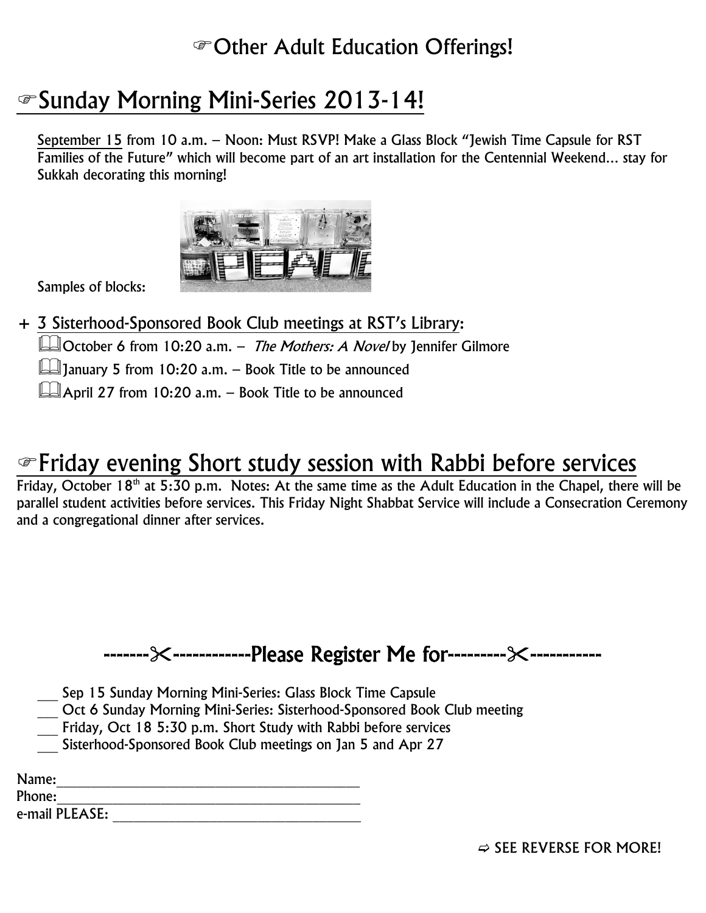# ☞Other Adult Education Offerings!

## ☞Sunday Morning Mini-Series 2013-14!

September 15 from 10 a.m. – Noon: Must RSVP! Make a Glass Block "Jewish Time Capsule for RST Families of the Future" which will become part of an art installation for the Centennial Weekend… stay for Sukkah decorating this morning!

Samples of blocks:

**+ 3 Sisterhood-Sponsored Book Club meetings at RST's Library:**

- October 6 from 10:20 a.m. – *The Mothers: A Novel* by Jennifer Gilmore
- January 5 from 10:20 a.m. – Book Title to be announced
- April 27 from 10:20 a.m. – Book Title to be announced

## ☞Friday evening Short study session with Rabbi before services

Friday, October 18th at 5:30 p.m. Notes: At the same time as the Adult Education in the Chapel, there will be parallel student activities before services. This Friday Night Shabbat Service will include a Consecration Ceremony and a congregational dinner after services.

### -------✂------------Please Register Me for---------✂-----------

\_\_\_ Sep 15 Sunday Morning Mini-Series: Glass Block Time Capsule
\_\_\_ Oct 6 Sunday Morning Mini-Series: Sisterhood-Sponsored Book Club meeting
\_\_\_ Friday, Oct 18 5:30 p.m. Short Study with Rabbi before services
\_\_\_ Sisterhood-Sponsored Book Club meetings on Jan 5 and Apr 27

Name:\_\_\_\_\_\_\_\_\_\_\_\_\_\_\_\_\_\_\_\_\_\_\_\_\_\_\_\_\_\_\_\_\_\_\_\_\_\_\_\_
Phone:\_\_\_\_\_\_\_\_\_\_\_\_\_\_\_\_\_\_\_\_\_\_\_\_\_\_\_\_\_\_\_\_\_\_\_\_\_\_\_\_
e-mail PLEASE: \_\_\_\_\_\_\_\_\_\_\_\_\_\_\_\_\_\_\_\_\_\_\_\_\_\_\_\_\_\_\_\_\_\_

⇨ SEE REVERSE FOR MORE!